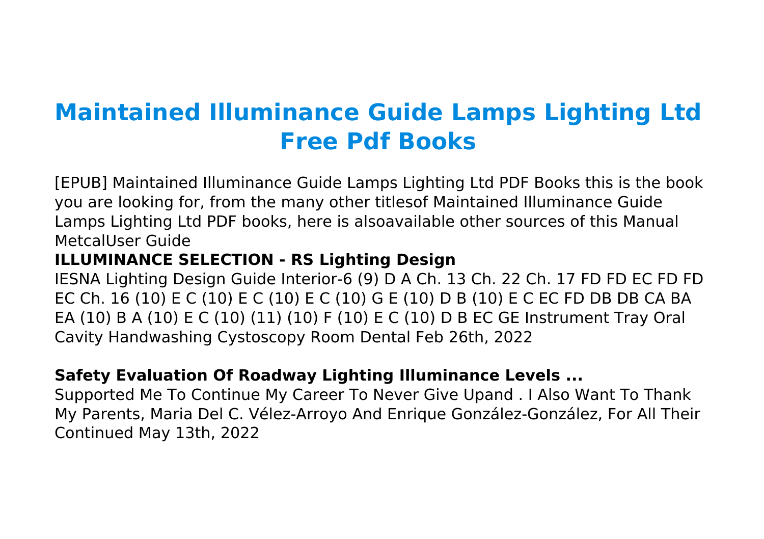# Maintained Illuminance Guide Lamps Lighting Ltd Free Pdf Books

[EPUB] Maintained Illuminance Guide Lamps Lighting Ltd PDF Books this is the book you are looking for, from the many other titlesof Maintained Illuminance Guide Lamps Lighting Ltd PDF books, here is alsoavailable other sources of this Manual MetcalUser Guide

**ILLUMINANCE SELECTION - RS Lighting Design**

IESNA Lighting Design Guide Interior-6 (9) D A Ch. 13 Ch. 22 Ch. 17 FD FD EC FD FD EC Ch. 16 (10) E C (10) E C (10) E C (10) G E (10) D B (10) E C EC FD DB DB CA BA EA (10) B A (10) E C (10) (11) (10) F (10) E C (10) D B EC GE Instrument Tray Oral Cavity Handwashing Cystoscopy Room Dental Feb 26th, 2022

**Safety Evaluation Of Roadway Lighting Illuminance Levels ...**

Supported Me To Continue My Career To Never Give Upand . I Also Want To Thank My Parents, Maria Del C. Vélez-Arroyo And Enrique González-González, For All Their Continued May 13th, 2022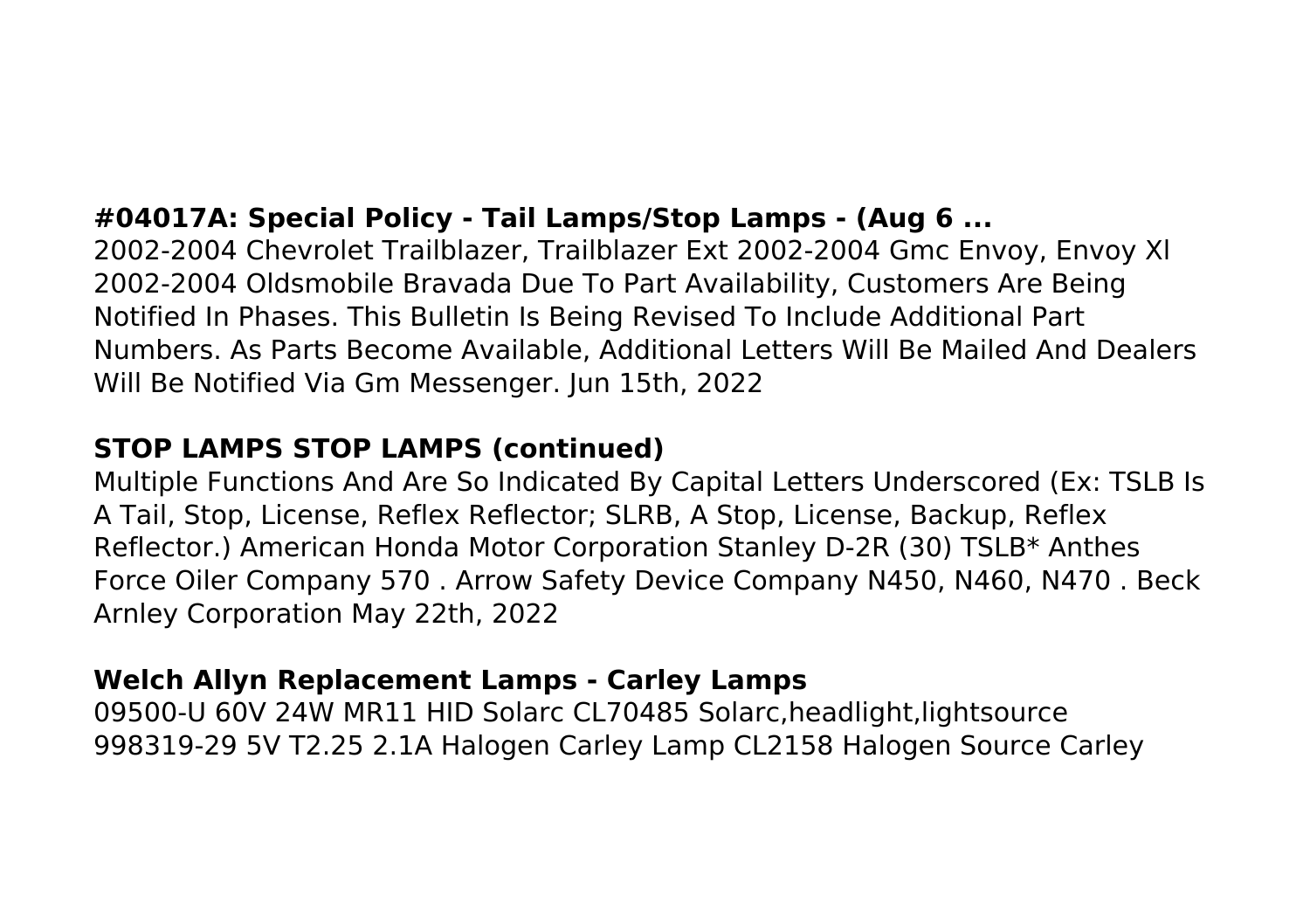### #04017A: Special Policy - Tail Lamps/Stop Lamps - (Aug 6 ...

2002-2004 Chevrolet Trailblazer, Trailblazer Ext 2002-2004 Gmc Envoy, Envoy Xl 2002-2004 Oldsmobile Bravada Due To Part Availability, Customers Are Being Notified In Phases. This Bulletin Is Being Revised To Include Additional Part Numbers. As Parts Become Available, Additional Letters Will Be Mailed And Dealers Will Be Notified Via Gm Messenger. Jun 15th, 2022

### STOP LAMPS STOP LAMPS (continued)

Multiple Functions And Are So Indicated By Capital Letters Underscored (Ex: TSLB Is A Tail, Stop, License, Reflex Reflector; SLRB, A Stop, License, Backup, Reflex Reflector.) American Honda Motor Corporation Stanley D-2R (30) TSLB* Anthes Force Oiler Company 570 . Arrow Safety Device Company N450, N460, N470 . Beck Arnley Corporation May 22th, 2022

### Welch Allyn Replacement Lamps - Carley Lamps

09500-U 60V 24W MR11 HID Solarc CL70485 Solarc,headlight,lightsource 998319-29 5V T2.25 2.1A Halogen Carley Lamp CL2158 Halogen Source Carley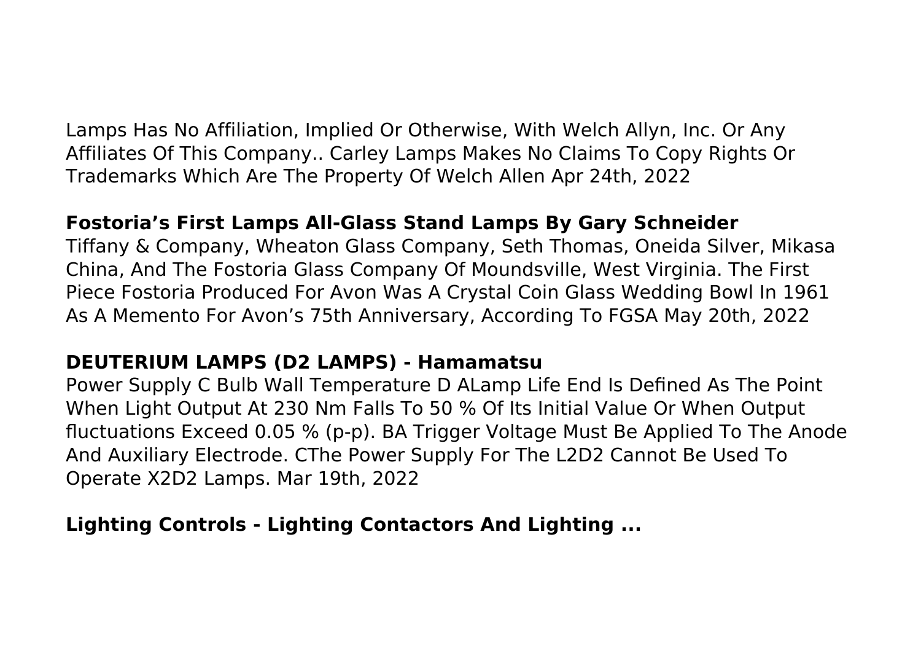Lamps Has No Affiliation, Implied Or Otherwise, With Welch Allyn, Inc. Or Any Affiliates Of This Company.. Carley Lamps Makes No Claims To Copy Rights Or Trademarks Which Are The Property Of Welch Allen Apr 24th, 2022

**Fostoria's First Lamps All-Glass Stand Lamps By Gary Schneider**

Tiffany & Company, Wheaton Glass Company, Seth Thomas, Oneida Silver, Mikasa China, And The Fostoria Glass Company Of Moundsville, West Virginia. The First Piece Fostoria Produced For Avon Was A Crystal Coin Glass Wedding Bowl In 1961 As A Memento For Avon's 75th Anniversary, According To FGSA May 20th, 2022

**DEUTERIUM LAMPS (D2 LAMPS) - Hamamatsu**

Power Supply C Bulb Wall Temperature D ALamp Life End Is Defined As The Point When Light Output At 230 Nm Falls To 50 % Of Its Initial Value Or When Output fluctuations Exceed 0.05 % (p-p). BA Trigger Voltage Must Be Applied To The Anode And Auxiliary Electrode. CThe Power Supply For The L2D2 Cannot Be Used To Operate X2D2 Lamps. Mar 19th, 2022

**Lighting Controls - Lighting Contactors And Lighting ...**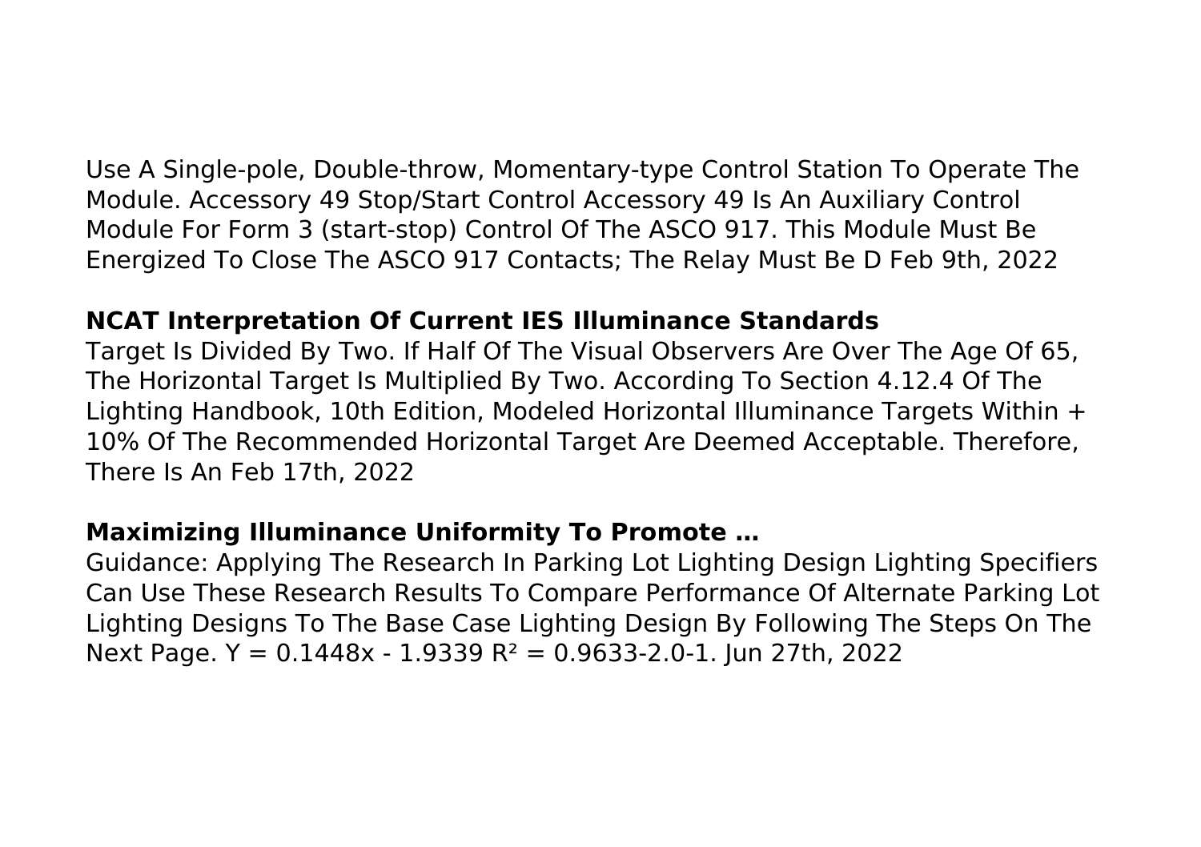Use A Single-pole, Double-throw, Momentary-type Control Station To Operate The Module. Accessory 49 Stop/Start Control Accessory 49 Is An Auxiliary Control Module For Form 3 (start-stop) Control Of The ASCO 917. This Module Must Be Energized To Close The ASCO 917 Contacts; The Relay Must Be D Feb 9th, 2022

## NCAT Interpretation Of Current IES Illuminance Standards

Target Is Divided By Two. If Half Of The Visual Observers Are Over The Age Of 65, The Horizontal Target Is Multiplied By Two. According To Section 4.12.4 Of The Lighting Handbook, 10th Edition, Modeled Horizontal Illuminance Targets Within + 10% Of The Recommended Horizontal Target Are Deemed Acceptable. Therefore, There Is An Feb 17th, 2022

## Maximizing Illuminance Uniformity To Promote …

Guidance: Applying The Research In Parking Lot Lighting Design Lighting Specifiers Can Use These Research Results To Compare Performance Of Alternate Parking Lot Lighting Designs To The Base Case Lighting Design By Following The Steps On The Next Page. $Y = 0.1448x - 1.9339$ $R^2 = 0.9633$-2.0-1. Jun 27th, 2022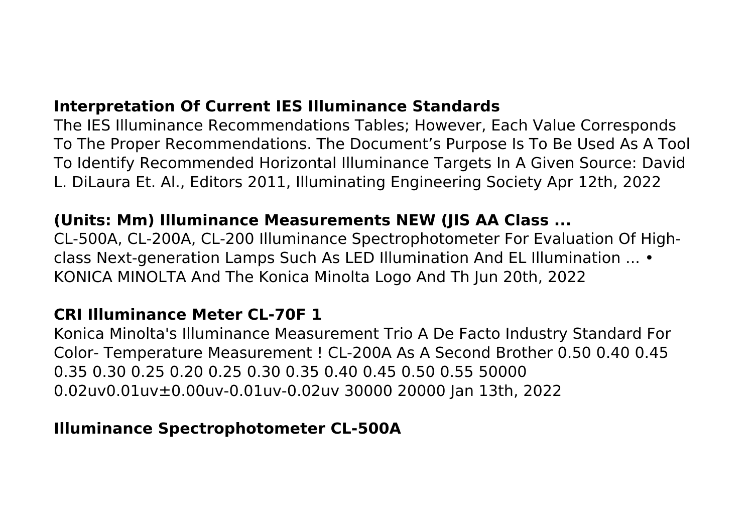**Interpretation Of Current IES Illuminance Standards**

The IES Illuminance Recommendations Tables; However, Each Value Corresponds To The Proper Recommendations. The Document's Purpose Is To Be Used As A Tool To Identify Recommended Horizontal Illuminance Targets In A Given Source: David L. DiLaura Et. Al., Editors 2011, Illuminating Engineering Society Apr 12th, 2022

**(Units: Mm) Illuminance Measurements NEW (JIS AA Class ...**

CL-500A, CL-200A, CL-200 Illuminance Spectrophotometer For Evaluation Of High-class Next-generation Lamps Such As LED Illumination And EL Illumination ... • KONICA MINOLTA And The Konica Minolta Logo And Th Jun 20th, 2022

**CRI Illuminance Meter CL-70F 1**

Konica Minolta's Illuminance Measurement Trio A De Facto Industry Standard For Color- Temperature Measurement ! CL-200A As A Second Brother 0.50 0.40 0.45 0.35 0.30 0.25 0.20 0.25 0.30 0.35 0.40 0.45 0.50 0.55 50000 0.02uv0.01uv±0.00uv-0.01uv-0.02uv 30000 20000 Jan 13th, 2022

**Illuminance Spectrophotometer CL-500A**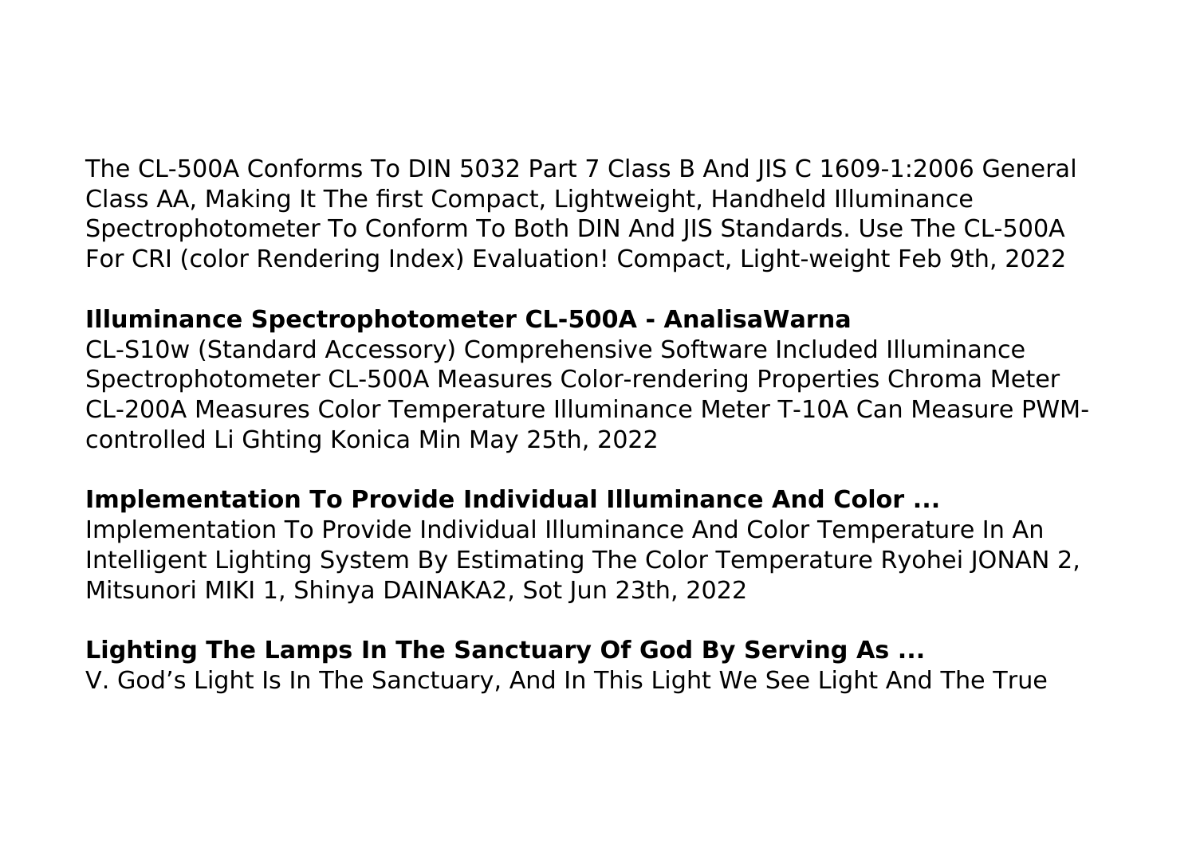The CL-500A Conforms To DIN 5032 Part 7 Class B And JIS C 1609-1:2006 General Class AA, Making It The first Compact, Lightweight, Handheld Illuminance Spectrophotometer To Conform To Both DIN And JIS Standards. Use The CL-500A For CRI (color Rendering Index) Evaluation! Compact, Light-weight Feb 9th, 2022

**Illuminance Spectrophotometer CL-500A - AnalisaWarna**

CL-S10w (Standard Accessory) Comprehensive Software Included Illuminance Spectrophotometer CL-500A Measures Color-rendering Properties Chroma Meter CL-200A Measures Color Temperature Illuminance Meter T-10A Can Measure PWM-controlled Li Ghting Konica Min May 25th, 2022

**Implementation To Provide Individual Illuminance And Color ...**

Implementation To Provide Individual Illuminance And Color Temperature In An Intelligent Lighting System By Estimating The Color Temperature Ryohei JONAN 2, Mitsunori MIKI 1, Shinya DAINAKA2, Sot Jun 23th, 2022

**Lighting The Lamps In The Sanctuary Of God By Serving As ...**

V. God's Light Is In The Sanctuary, And In This Light We See Light And The True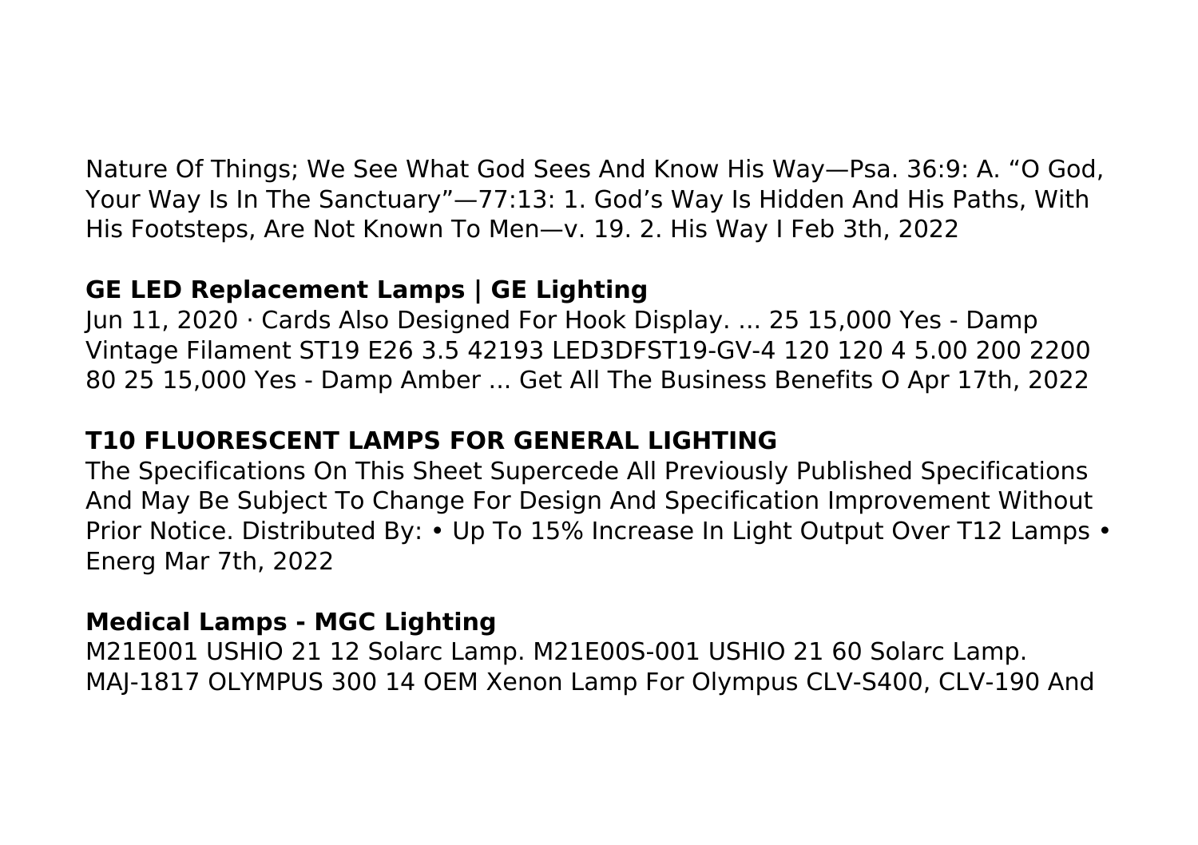Nature Of Things; We See What God Sees And Know His Way—Psa. 36:9: A. "O God, Your Way Is In The Sanctuary"—77:13: 1. God's Way Is Hidden And His Paths, With His Footsteps, Are Not Known To Men—v. 19. 2. His Way I Feb 3th, 2022

**GE LED Replacement Lamps | GE Lighting**

Jun 11, 2020 · Cards Also Designed For Hook Display. ... 25 15,000 Yes - Damp Vintage Filament ST19 E26 3.5 42193 LED3DFST19-GV-4 120 120 4 5.00 200 2200 80 25 15,000 Yes - Damp Amber ... Get All The Business Benefits O Apr 17th, 2022

**T10 FLUORESCENT LAMPS FOR GENERAL LIGHTING**

The Specifications On This Sheet Supercede All Previously Published Specifications And May Be Subject To Change For Design And Specification Improvement Without Prior Notice. Distributed By: • Up To 15% Increase In Light Output Over T12 Lamps • Energ Mar 7th, 2022

**Medical Lamps - MGC Lighting**

M21E001 USHIO 21 12 Solarc Lamp. M21E00S-001 USHIO 21 60 Solarc Lamp. MAJ-1817 OLYMPUS 300 14 OEM Xenon Lamp For Olympus CLV-S400, CLV-190 And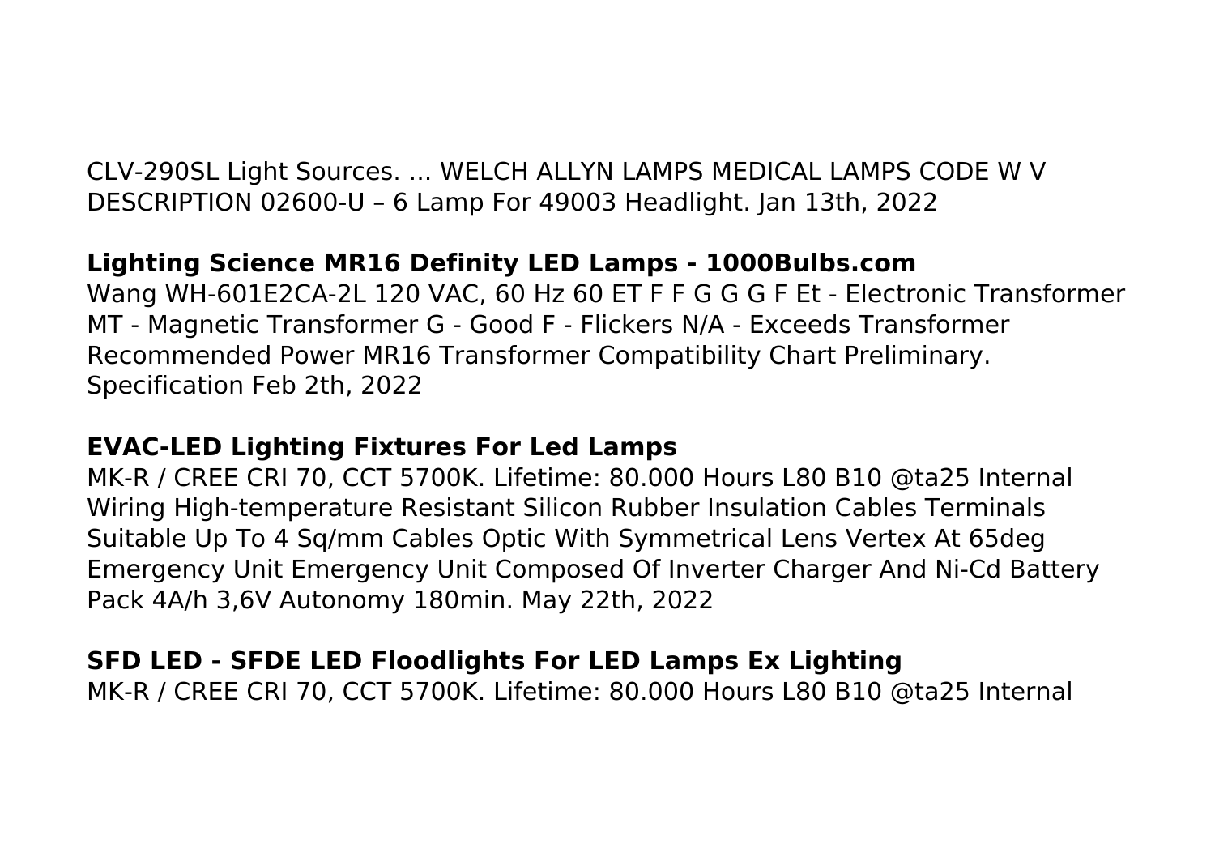CLV-290SL Light Sources. ... WELCH ALLYN LAMPS MEDICAL LAMPS CODE W V DESCRIPTION 02600-U – 6 Lamp For 49003 Headlight. Jan 13th, 2022

**Lighting Science MR16 Definity LED Lamps - 1000Bulbs.com**

Wang WH-601E2CA-2L 120 VAC, 60 Hz 60 ET F F G G G F Et - Electronic Transformer MT - Magnetic Transformer G - Good F - Flickers N/A - Exceeds Transformer Recommended Power MR16 Transformer Compatibility Chart Preliminary. Specification Feb 2th, 2022

**EVAC-LED Lighting Fixtures For Led Lamps**

MK-R / CREE CRI 70, CCT 5700K. Lifetime: 80.000 Hours L80 B10 @ta25 Internal Wiring High-temperature Resistant Silicon Rubber Insulation Cables Terminals Suitable Up To 4 Sq/mm Cables Optic With Symmetrical Lens Vertex At 65deg Emergency Unit Emergency Unit Composed Of Inverter Charger And Ni-Cd Battery Pack 4A/h 3,6V Autonomy 180min. May 22th, 2022

**SFD LED - SFDE LED Floodlights For LED Lamps Ex Lighting**

MK-R / CREE CRI 70, CCT 5700K. Lifetime: 80.000 Hours L80 B10 @ta25 Internal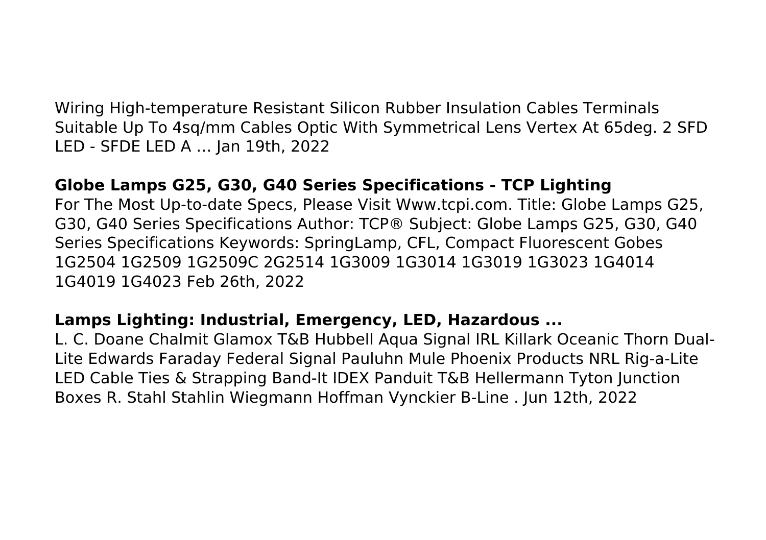Wiring High-temperature Resistant Silicon Rubber Insulation Cables Terminals Suitable Up To 4sq/mm Cables Optic With Symmetrical Lens Vertex At 65deg. 2 SFD LED - SFDE LED A ... Jan 19th, 2022

**Globe Lamps G25, G30, G40 Series Specifications - TCP Lighting**

For The Most Up-to-date Specs, Please Visit Www.tcpi.com. Title: Globe Lamps G25, G30, G40 Series Specifications Author: TCP® Subject: Globe Lamps G25, G30, G40 Series Specifications Keywords: SpringLamp, CFL, Compact Fluorescent Gobes 1G2504 1G2509 1G2509C 2G2514 1G3009 1G3014 1G3019 1G3023 1G4014 1G4019 1G4023 Feb 26th, 2022

**Lamps Lighting: Industrial, Emergency, LED, Hazardous ...**

L. C. Doane Chalmit Glamox T&B Hubbell Aqua Signal IRL Killark Oceanic Thorn Dual-Lite Edwards Faraday Federal Signal Pauluhn Mule Phoenix Products NRL Rig-a-Lite LED Cable Ties & Strapping Band-It IDEX Panduit T&B Hellermann Tyton Junction Boxes R. Stahl Stahlin Wiegmann Hoffman Vynckier B-Line . Jun 12th, 2022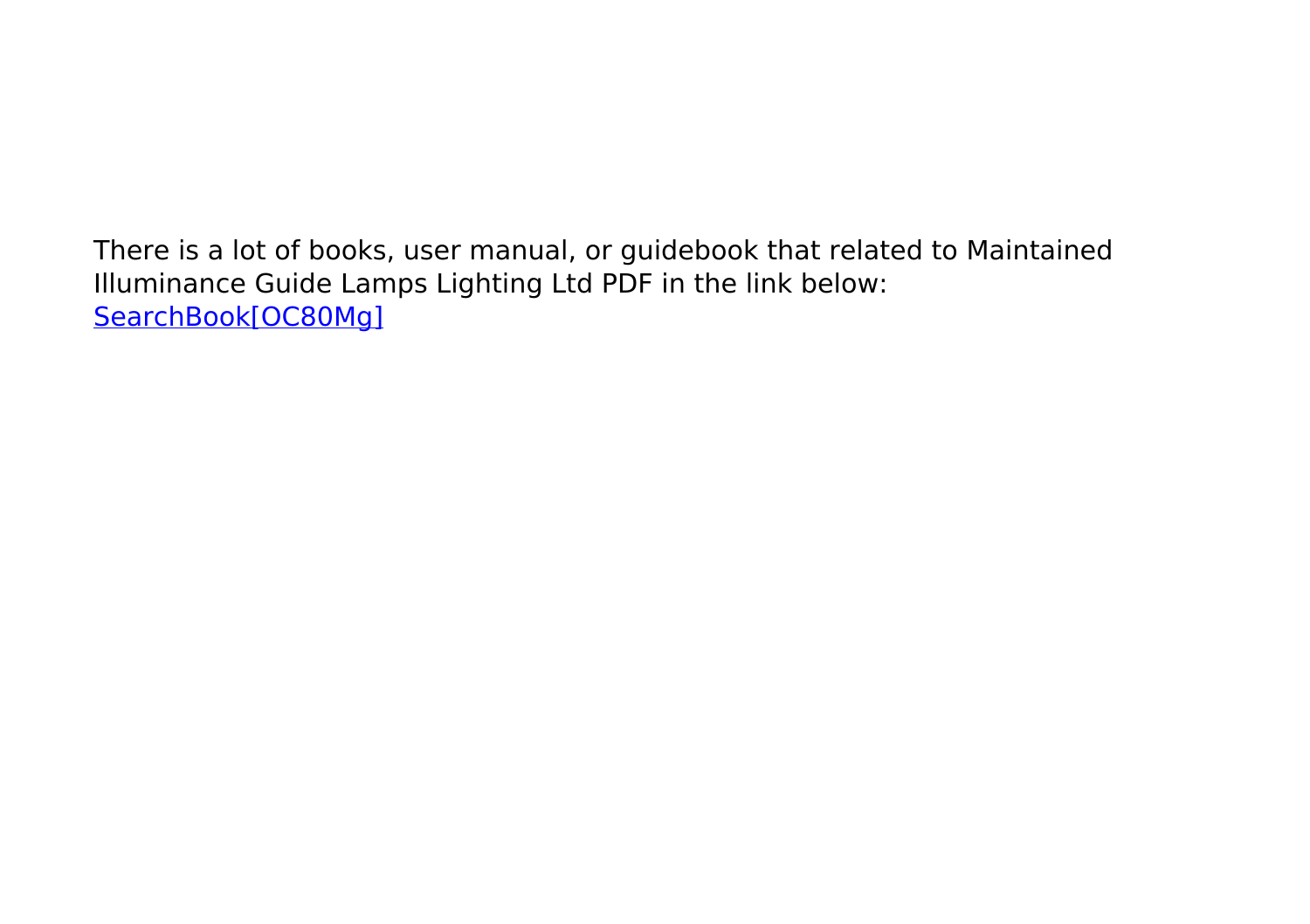There is a lot of books, user manual, or guidebook that related to Maintained Illuminance Guide Lamps Lighting Ltd PDF in the link below:
SearchBook[OC80Mg]